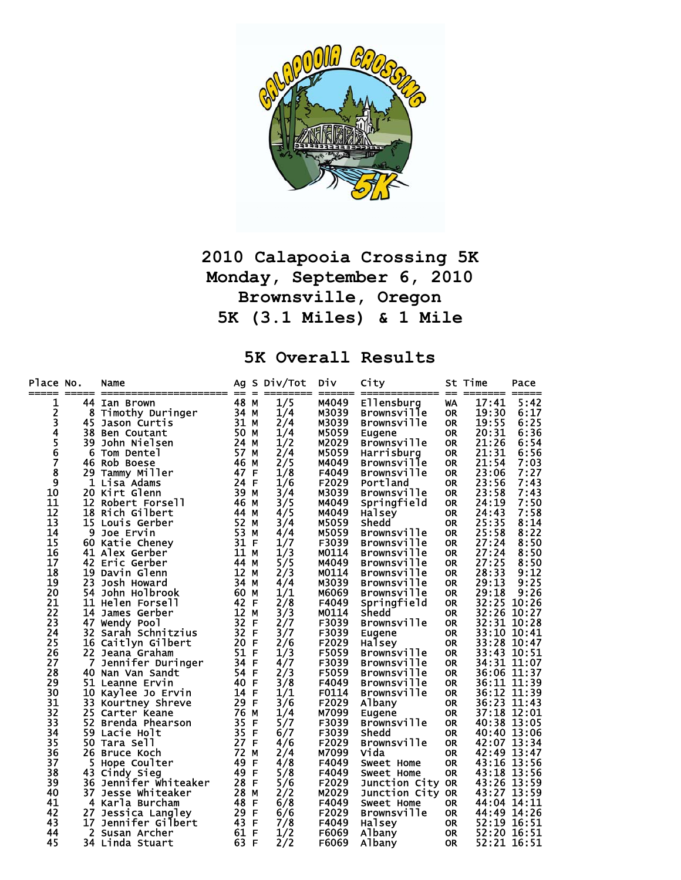# 2010 Calapooia Crossing 5K
## Monday, September 6, 2010
## Brownsville, Oregon
## 5K (3.1 Miles) & 1 Mile

## 5K Overall Results

| Place | No. | Name | Ag | S | Div/Tot | Div | City | St | Time | Pace |
|---|---|---|---|---|---|---|---|---|---|---|
| 1 | 44 | Ian Brown | 48 | M | 1/5 | M4049 | Ellensburg | WA | 17:41 | 5:42 |
| 2 | 8 | Timothy Duringer | 34 | M | 1/4 | M3039 | Brownsville | OR | 19:30 | 6:17 |
| 3 | 45 | Jason Curtis | 31 | M | 2/4 | M3039 | Brownsville | OR | 19:55 | 6:25 |
| 4 | 38 | Ben Coutant | 50 | M | 1/4 | M5059 | Eugene | OR | 20:31 | 6:36 |
| 5 | 39 | John Nielsen | 24 | M | 1/2 | M2029 | Brownsville | OR | 21:26 | 6:54 |
| 6 | 6 | Tom Dentel | 57 | M | 2/4 | M5059 | Harrisburg | OR | 21:31 | 6:56 |
| 7 | 46 | Rob Boese | 46 | M | 2/5 | M4049 | Brownsville | OR | 21:54 | 7:03 |
| 8 | 29 | Tammy Miller | 47 | F | 1/8 | F4049 | Brownsville | OR | 23:06 | 7:27 |
| 9 | 1 | Lisa Adams | 24 | F | 1/6 | F2029 | Portland | OR | 23:56 | 7:43 |
| 10 | 20 | Kirt Glenn | 39 | M | 3/4 | M3039 | Brownsville | OR | 23:58 | 7:43 |
| 11 | 12 | Robert Forsell | 46 | M | 3/5 | M4049 | Springfield | OR | 24:19 | 7:50 |
| 12 | 18 | Rich Gilbert | 44 | M | 4/5 | M4049 | Halsey | OR | 24:43 | 7:58 |
| 13 | 15 | Louis Gerber | 52 | M | 3/4 | M5059 | Shedd | OR | 25:35 | 8:14 |
| 14 | 9 | Joe Ervin | 53 | M | 4/4 | M5059 | Brownsville | OR | 25:58 | 8:22 |
| 15 | 60 | Katie Cheney | 31 | F | 1/7 | F3039 | Brownsville | OR | 27:24 | 8:50 |
| 16 | 41 | Alex Gerber | 11 | M | 1/3 | M0114 | Brownsville | OR | 27:24 | 8:50 |
| 17 | 42 | Eric Gerber | 44 | M | 5/5 | M4049 | Brownsville | OR | 27:25 | 8:50 |
| 18 | 19 | Davin Glenn | 12 | M | 2/3 | M0114 | Brownsville | OR | 28:33 | 9:12 |
| 19 | 23 | Josh Howard | 34 | M | 4/4 | M3039 | Brownsville | OR | 29:13 | 9:25 |
| 20 | 54 | John Holbrook | 60 | M | 1/1 | M6069 | Brownsville | OR | 29:18 | 9:26 |
| 21 | 11 | Helen Forsell | 42 | F | 2/8 | F4049 | Springfield | OR | 32:25 | 10:26 |
| 22 | 14 | James Gerber | 12 | M | 3/3 | M0114 | Shedd | OR | 32:26 | 10:27 |
| 23 | 47 | Wendy Pool | 32 | F | 2/7 | F3039 | Brownsville | OR | 32:31 | 10:28 |
| 24 | 32 | Sarah Schnitzius | 32 | F | 3/7 | F3039 | Eugene | OR | 33:10 | 10:41 |
| 25 | 16 | Caitlyn Gilbert | 20 | F | 2/6 | F2029 | Halsey | OR | 33:28 | 10:47 |
| 26 | 22 | Jeana Graham | 51 | F | 1/3 | F5059 | Brownsville | OR | 33:43 | 10:51 |
| 27 | 7 | Jennifer Duringer | 34 | F | 4/7 | F3039 | Brownsville | OR | 34:31 | 11:07 |
| 28 | 40 | Nan Van Sandt | 54 | F | 2/3 | F5059 | Brownsville | OR | 36:06 | 11:37 |
| 29 | 51 | Leanne Ervin | 40 | F | 3/8 | F4049 | Brownsville | OR | 36:11 | 11:39 |
| 30 | 10 | Kaylee Jo Ervin | 14 | F | 1/1 | F0114 | Brownsville | OR | 36:12 | 11:39 |
| 31 | 33 | Kourtney Shreve | 29 | F | 3/6 | F2029 | Albany | OR | 36:23 | 11:43 |
| 32 | 25 | Carter Keane | 76 | M | 1/4 | M7099 | Eugene | OR | 37:18 | 12:01 |
| 33 | 52 | Brenda Phearson | 35 | F | 5/7 | F3039 | Brownsville | OR | 40:38 | 13:05 |
| 34 | 59 | Lacie Holt | 35 | F | 6/7 | F3039 | Shedd | OR | 40:40 | 13:06 |
| 35 | 50 | Tara Sell | 27 | F | 4/6 | F2029 | Brownsville | OR | 42:07 | 13:34 |
| 36 | 26 | Bruce Koch | 72 | M | 2/4 | M7099 | Vida | OR | 42:49 | 13:47 |
| 37 | 5 | Hope Coulter | 49 | F | 4/8 | F4049 | Sweet Home | OR | 43:16 | 13:56 |
| 38 | 43 | Cindy Sieg | 49 | F | 5/8 | F4049 | Sweet Home | OR | 43:18 | 13:56 |
| 39 | 36 | Jennifer Whiteaker | 28 | F | 5/6 | F2029 | Junction City | OR | 43:26 | 13:59 |
| 40 | 37 | Jesse Whiteaker | 28 | M | 2/2 | M2029 | Junction City | OR | 43:27 | 13:59 |
| 41 | 4 | Karla Burcham | 48 | F | 6/8 | F4049 | Sweet Home | OR | 44:04 | 14:11 |
| 42 | 27 | Jessica Langley | 29 | F | 6/6 | F2029 | Brownsville | OR | 44:49 | 14:26 |
| 43 | 17 | Jennifer Gilbert | 43 | F | 7/8 | F4049 | Halsey | OR | 52:19 | 16:51 |
| 44 | 2 | Susan Archer | 61 | F | 1/2 | F6069 | Albany | OR | 52:20 | 16:51 |
| 45 | 34 | Linda Stuart | 63 | F | 2/2 | F6069 | Albany | OR | 52:21 | 16:51 |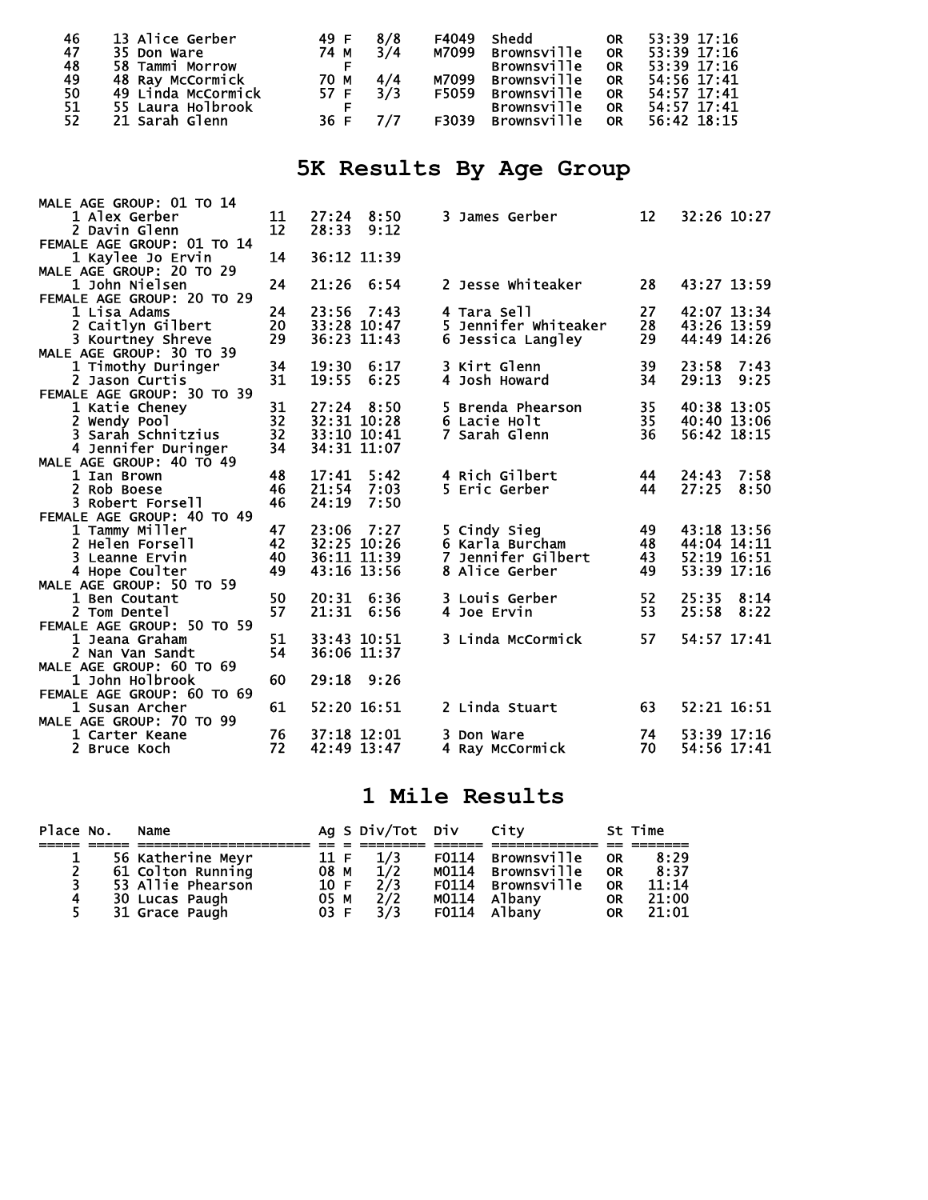| | | | | | | | | | |
|---|---|---|---|---|---|---|---|---|---|
| 46 | 13 Alice Gerber | 49 | F | 8/8 | F4049 | Shedd | OR | 53:39 | 17:16 |
| 47 | 35 Don Ware | 74 | M | 3/4 | M7099 | Brownsville | OR | 53:39 | 17:16 |
| 48 | 58 Tammi Morrow | | F | | | Brownsville | OR | 53:39 | 17:16 |
| 49 | 48 Ray McCormick | 70 | M | 4/4 | M7099 | Brownsville | OR | 54:56 | 17:41 |
| 50 | 49 Linda McCormick | 57 | F | 3/3 | F5059 | Brownsville | OR | 54:57 | 17:41 |
| 51 | 55 Laura Holbrook | | F | | | Brownsville | OR | 54:57 | 17:41 |
| 52 | 21 Sarah Glenn | 36 | F | 7/7 | F3039 | Brownsville | OR | 56:42 | 18:15 |

# 5K Results By Age Group

MALE AGE GROUP: 01 TO 14

| | | | | | | | |
|---|---|---|---|---|---|---|---|
| 1 Alex Gerber | 11 | 27:24 | 8:50 | 3 James Gerber | 12 | 32:26 | 10:27 |
| 2 Davin Glenn | 12 | 28:33 | 9:12 | | | | |

FEMALE AGE GROUP: 01 TO 14

| | | | |
|---|---|---|---|
| 1 Kaylee Jo Ervin | 14 | 36:12 | 11:39 |

MALE AGE GROUP: 20 TO 29

| | | | | | | | |
|---|---|---|---|---|---|---|---|
| 1 John Nielsen | 24 | 21:26 | 6:54 | 2 Jesse Whiteaker | 28 | 43:27 | 13:59 |

FEMALE AGE GROUP: 20 TO 29

| | | | | | | | |
|---|---|---|---|---|---|---|---|
| 1 Lisa Adams | 24 | 23:56 | 7:43 | 4 Tara Sell | 27 | 42:07 | 13:34 |
| 2 Caitlyn Gilbert | 20 | 33:28 | 10:47 | 5 Jennifer Whiteaker | 28 | 43:26 | 13:59 |
| 3 Kourtney Shreve | 29 | 36:23 | 11:43 | 6 Jessica Langley | 29 | 44:49 | 14:26 |

MALE AGE GROUP: 30 TO 39

| | | | | | | | |
|---|---|---|---|---|---|---|---|
| 1 Timothy Duringer | 34 | 19:30 | 6:17 | 3 Kirt Glenn | 39 | 23:58 | 7:43 |
| 2 Jason Curtis | 31 | 19:55 | 6:25 | 4 Josh Howard | 34 | 29:13 | 9:25 |

FEMALE AGE GROUP: 30 TO 39

| | | | | | | | |
|---|---|---|---|---|---|---|---|
| 1 Katie Cheney | 31 | 27:24 | 8:50 | 5 Brenda Phearson | 35 | 40:38 | 13:05 |
| 2 Wendy Pool | 32 | 32:31 | 10:28 | 6 Lacie Holt | 35 | 40:40 | 13:06 |
| 3 Sarah Schnitzius | 32 | 33:10 | 10:41 | 7 Sarah Glenn | 36 | 56:42 | 18:15 |
| 4 Jennifer Duringer | 34 | 34:31 | 11:07 | | | | |

MALE AGE GROUP: 40 TO 49

| | | | | | | | |
|---|---|---|---|---|---|---|---|
| 1 Ian Brown | 48 | 17:41 | 5:42 | 4 Rich Gilbert | 44 | 24:43 | 7:58 |
| 2 Rob Boese | 46 | 21:54 | 7:03 | 5 Eric Gerber | 44 | 27:25 | 8:50 |
| 3 Robert Forsell | 46 | 24:19 | 7:50 | | | | |

FEMALE AGE GROUP: 40 TO 49

| | | | | | | | |
|---|---|---|---|---|---|---|---|
| 1 Tammy Miller | 47 | 23:06 | 7:27 | 5 Cindy Sieg | 49 | 43:18 | 13:56 |
| 2 Helen Forsell | 42 | 32:25 | 10:26 | 6 Karla Burcham | 48 | 44:04 | 14:11 |
| 3 Leanne Ervin | 40 | 36:11 | 11:39 | 7 Jennifer Gilbert | 43 | 52:19 | 16:51 |
| 4 Hope Coulter | 49 | 43:16 | 13:56 | 8 Alice Gerber | 49 | 53:39 | 17:16 |

MALE AGE GROUP: 50 TO 59

| | | | | | | | |
|---|---|---|---|---|---|---|---|
| 1 Ben Coutant | 50 | 20:31 | 6:36 | 3 Louis Gerber | 52 | 25:35 | 8:14 |
| 2 Tom Dentel | 57 | 21:31 | 6:56 | 4 Joe Ervin | 53 | 25:58 | 8:22 |

FEMALE AGE GROUP: 50 TO 59

| | | | | | | | |
|---|---|---|---|---|---|---|---|
| 1 Jeana Graham | 51 | 33:43 | 10:51 | 3 Linda McCormick | 57 | 54:57 | 17:41 |
| 2 Nan Van Sandt | 54 | 36:06 | 11:37 | | | | |

MALE AGE GROUP: 60 TO 69

| | | | |
|---|---|---|---|
| 1 John Holbrook | 60 | 29:18 | 9:26 |

FEMALE AGE GROUP: 60 TO 69

| | | | | | | | |
|---|---|---|---|---|---|---|---|
| 1 Susan Archer | 61 | 52:20 | 16:51 | 2 Linda Stuart | 63 | 52:21 | 16:51 |

MALE AGE GROUP: 70 TO 99

| | | | | | | | |
|---|---|---|---|---|---|---|---|
| 1 Carter Keane | 76 | 37:18 | 12:01 | 3 Don Ware | 74 | 53:39 | 17:16 |
| 2 Bruce Koch | 72 | 42:49 | 13:47 | 4 Ray McCormick | 70 | 54:56 | 17:41 |

# 1 Mile Results

| Place | No. | Name | Ag | S | Div/Tot | Div | City | St | Time |
|---|---|---|---|---|---|---|---|---|---|
| 1 | 56 | Katherine Meyr | 11 | F | 1/3 | F0114 | Brownsville | OR | 8:29 |
| 2 | 61 | Colton Running | 08 | M | 1/2 | M0114 | Brownsville | OR | 8:37 |
| 3 | 53 | Allie Phearson | 10 | F | 2/3 | F0114 | Brownsville | OR | 11:14 |
| 4 | 30 | Lucas Paugh | 05 | M | 2/2 | M0114 | Albany | OR | 21:00 |
| 5 | 31 | Grace Paugh | 03 | F | 3/3 | F0114 | Albany | OR | 21:01 |